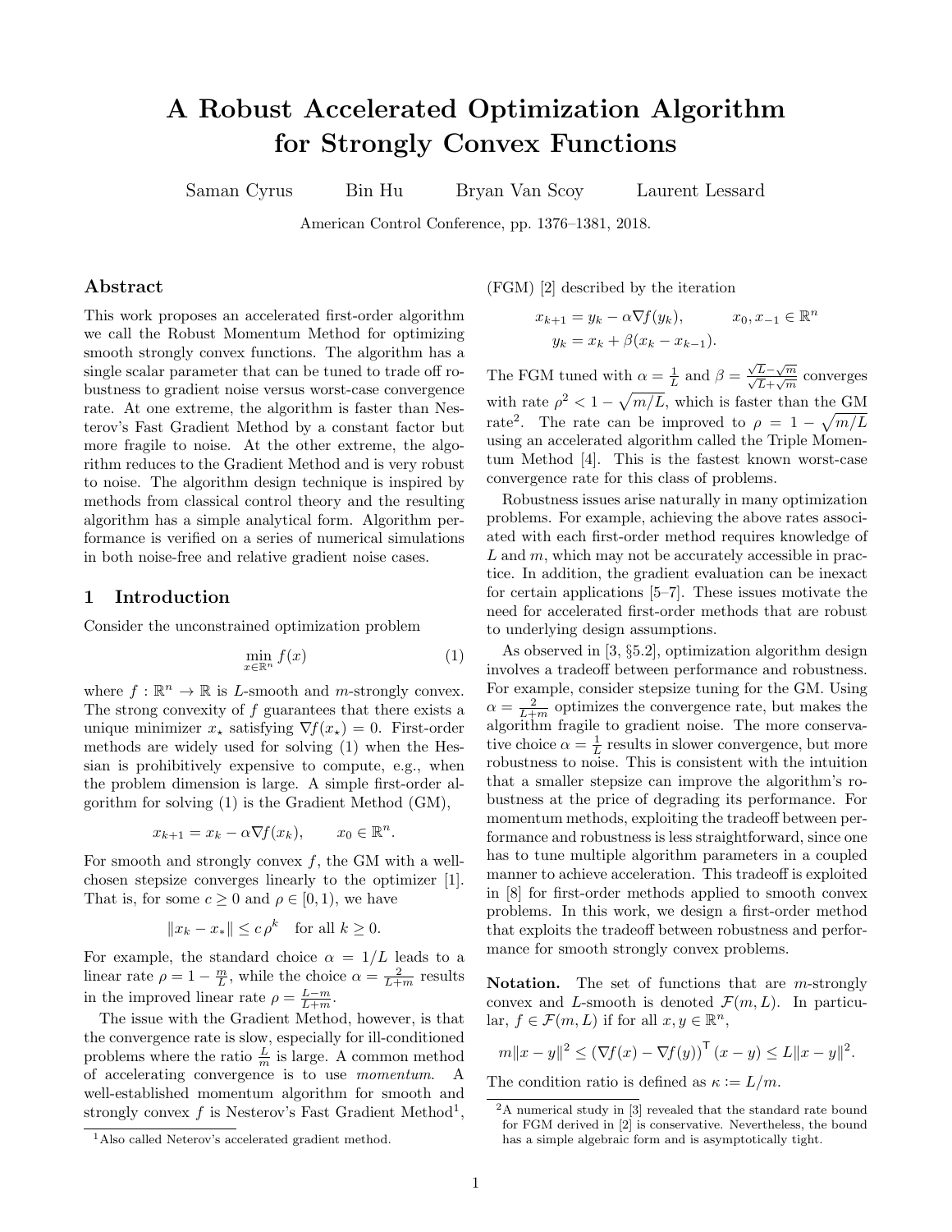# A Robust Accelerated Optimization Algorithm for Strongly Convex Functions

Saman Cyrus    Bin Hu    Bryan Van Scoy    Laurent Lessard

American Control Conference, pp. 1376–1381, 2018.

## Abstract

This work proposes an accelerated first-order algorithm we call the Robust Momentum Method for optimizing smooth strongly convex functions. The algorithm has a single scalar parameter that can be tuned to trade off robustness to gradient noise versus worst-case convergence rate. At one extreme, the algorithm is faster than Nesterov's Fast Gradient Method by a constant factor but more fragile to noise. At the other extreme, the algorithm reduces to the Gradient Method and is very robust to noise. The algorithm design technique is inspired by methods from classical control theory and the resulting algorithm has a simple analytical form. Algorithm performance is verified on a series of numerical simulations in both noise-free and relative gradient noise cases.

## 1 Introduction

Consider the unconstrained optimization problem

$$\min_{x \in \mathbb{R}^n} f(x) \tag{1}$$

where $f : \mathbb{R}^n \to \mathbb{R}$ is $L$-smooth and $m$-strongly convex. The strong convexity of $f$ guarantees that there exists a unique minimizer $x_\star$ satisfying $\nabla f(x_\star) = 0$. First-order methods are widely used for solving (1) when the Hessian is prohibitively expensive to compute, e.g., when the problem dimension is large. A simple first-order algorithm for solving (1) is the Gradient Method (GM),

$$x_{k+1} = x_k - \alpha \nabla f(x_k), \qquad x_0 \in \mathbb{R}^n.$$

For smooth and strongly convex $f$, the GM with a well-chosen stepsize converges linearly to the optimizer [1]. That is, for some $c \geq 0$ and $\rho \in [0, 1)$, we have

$$\|x_k - x_*\| \leq c\, \rho^k \quad \text{for all } k \geq 0.$$

For example, the standard choice $\alpha = 1/L$ leads to a linear rate $\rho = 1 - \frac{m}{L}$, while the choice $\alpha = \frac{2}{L+m}$ results in the improved linear rate $\rho = \frac{L-m}{L+m}$.

The issue with the Gradient Method, however, is that the convergence rate is slow, especially for ill-conditioned problems where the ratio $\frac{L}{m}$ is large. A common method of accelerating convergence is to use *momentum.* A well-established momentum algorithm for smooth and strongly convex $f$ is Nesterov's Fast Gradient Method[1], (FGM) [2] described by the iteration

$$\begin{aligned} x_{k+1} &= y_k - \alpha \nabla f(y_k), \qquad x_0, x_{-1} \in \mathbb{R}^n \\ y_k &= x_k + \beta(x_k - x_{k-1}). \end{aligned}$$

The FGM tuned with $\alpha = \frac{1}{L}$ and $\beta = \frac{\sqrt{L}-\sqrt{m}}{\sqrt{L}+\sqrt{m}}$ converges with rate $\rho^2 < 1 - \sqrt{m/L}$, which is faster than the GM rate[2]. The rate can be improved to $\rho = 1 - \sqrt{m/L}$ using an accelerated algorithm called the Triple Momentum Method [4]. This is the fastest known worst-case convergence rate for this class of problems.

Robustness issues arise naturally in many optimization problems. For example, achieving the above rates associated with each first-order method requires knowledge of $L$ and $m$, which may not be accurately accessible in practice. In addition, the gradient evaluation can be inexact for certain applications [5–7]. These issues motivate the need for accelerated first-order methods that are robust to underlying design assumptions.

As observed in [3, §5.2], optimization algorithm design involves a tradeoff between performance and robustness. For example, consider stepsize tuning for the GM. Using $\alpha = \frac{2}{L+m}$ optimizes the convergence rate, but makes the algorithm fragile to gradient noise. The more conservative choice $\alpha = \frac{1}{L}$ results in slower convergence, but more robustness to noise. This is consistent with the intuition that a smaller stepsize can improve the algorithm's robustness at the price of degrading its performance. For momentum methods, exploiting the tradeoff between performance and robustness is less straightforward, since one has to tune multiple algorithm parameters in a coupled manner to achieve acceleration. This tradeoff is exploited in [8] for first-order methods applied to smooth convex problems. In this work, we design a first-order method that exploits the tradeoff between robustness and performance for smooth strongly convex problems.

**Notation.** The set of functions that are $m$-strongly convex and $L$-smooth is denoted $\mathcal{F}(m, L)$. In particular, $f \in \mathcal{F}(m, L)$ if for all $x, y \in \mathbb{R}^n$,

$$m\|x - y\|^2 \leq \left(\nabla f(x) - \nabla f(y)\right)^\mathsf{T} (x - y) \leq L\|x - y\|^2.$$

The condition ratio is defined as $\kappa := L/m$.

---

[1] Also called Neterov's accelerated gradient method.

[2] A numerical study in [3] revealed that the standard rate bound for FGM derived in [2] is conservative. Nevertheless, the bound has a simple algebraic form and is asymptotically tight.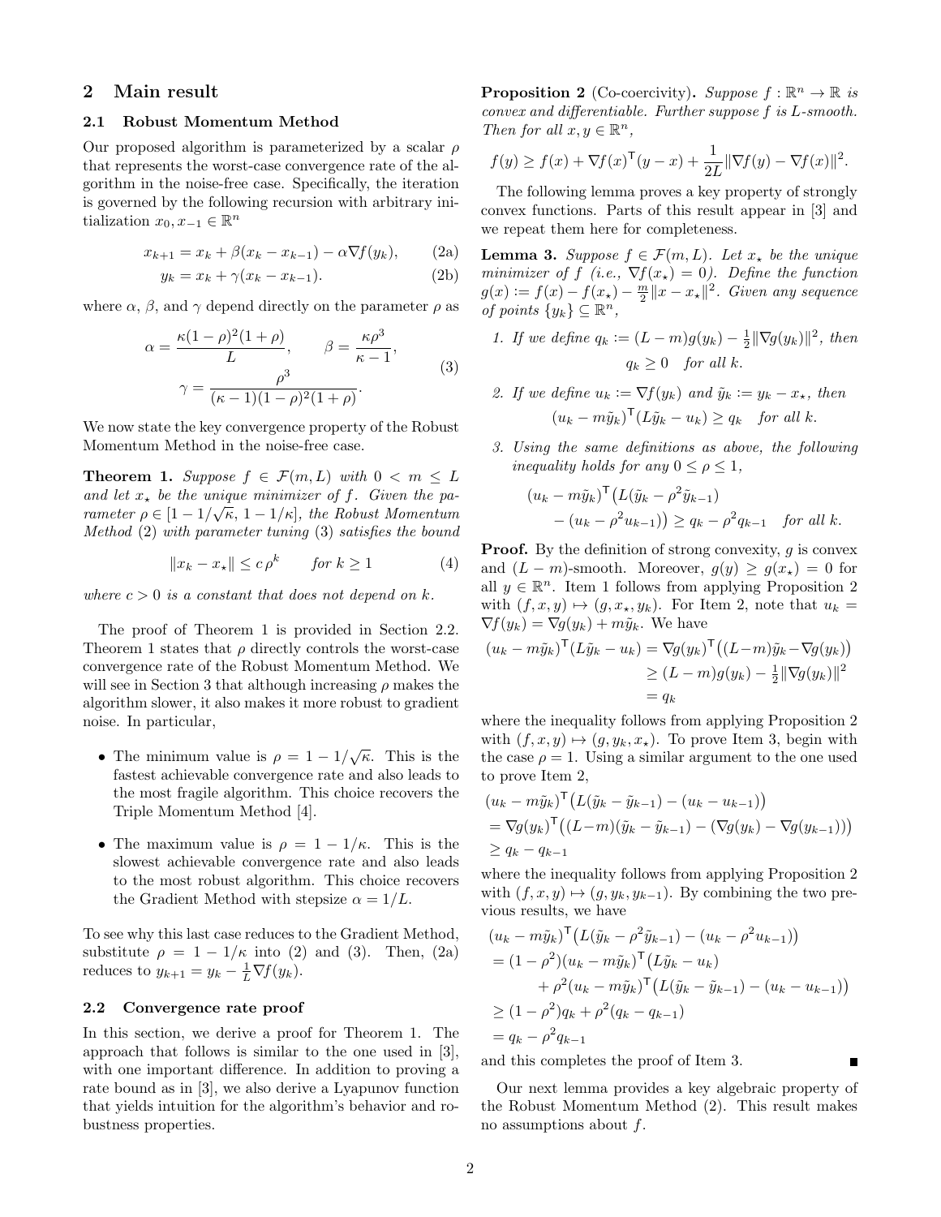## 2 Main result

### 2.1 Robust Momentum Method

Our proposed algorithm is parameterized by a scalar $\rho$ that represents the worst-case convergence rate of the algorithm in the noise-free case. Specifically, the iteration is governed by the following recursion with arbitrary initialization $x_0, x_{-1} \in \mathbb{R}^n$

$$x_{k+1} = x_k + \beta(x_k - x_{k-1}) - \alpha \nabla f(y_k), \tag{2a}$$

$$y_k = x_k + \gamma(x_k - x_{k-1}). \tag{2b}$$

where $\alpha$, $\beta$, and $\gamma$ depend directly on the parameter $\rho$ as

$$\alpha = \frac{\kappa(1-\rho)^2(1+\rho)}{L}, \qquad \beta = \frac{\kappa\rho^3}{\kappa-1}, \qquad \gamma = \frac{\rho^3}{(\kappa-1)(1-\rho)^2(1+\rho)}. \tag{3}$$

We now state the key convergence property of the Robust Momentum Method in the noise-free case.

**Theorem 1.** *Suppose $f \in \mathcal{F}(m, L)$ with $0 < m \le L$ and let $x_\star$ be the unique minimizer of $f$. Given the parameter $\rho \in [1 - 1/\sqrt{\kappa},\, 1 - 1/\kappa]$, the Robust Momentum Method* (2) *with parameter tuning* (3) *satisfies the bound*

$$\|x_k - x_\star\| \le c\,\rho^k \qquad \text{for } k \ge 1 \tag{4}$$

*where $c > 0$ is a constant that does not depend on $k$.*

The proof of Theorem 1 is provided in Section 2.2. Theorem 1 states that $\rho$ directly controls the worst-case convergence rate of the Robust Momentum Method. We will see in Section 3 that although increasing $\rho$ makes the algorithm slower, it also makes it more robust to gradient noise. In particular,

- The minimum value is $\rho = 1 - 1/\sqrt{\kappa}$. This is the fastest achievable convergence rate and also leads to the most fragile algorithm. This choice recovers the Triple Momentum Method [4].
- The maximum value is $\rho = 1 - 1/\kappa$. This is the slowest achievable convergence rate and also leads to the most robust algorithm. This choice recovers the Gradient Method with stepsize $\alpha = 1/L$.

To see why this last case reduces to the Gradient Method, substitute $\rho = 1 - 1/\kappa$ into (2) and (3). Then, (2a) reduces to $y_{k+1} = y_k - \frac{1}{L}\nabla f(y_k)$.

### 2.2 Convergence rate proof

In this section, we derive a proof for Theorem 1. The approach that follows is similar to the one used in [3], with one important difference. In addition to proving a rate bound as in [3], we also derive a Lyapunov function that yields intuition for the algorithm's behavior and robustness properties.

**Proposition 2** (Co-coercivity)**.** *Suppose $f : \mathbb{R}^n \to \mathbb{R}$ is convex and differentiable. Further suppose $f$ is $L$-smooth. Then for all $x, y \in \mathbb{R}^n$,*

$$f(y) \ge f(x) + \nabla f(x)^\mathsf{T}(y - x) + \frac{1}{2L}\|\nabla f(y) - \nabla f(x)\|^2.$$

The following lemma proves a key property of strongly convex functions. Parts of this result appear in [3] and we repeat them here for completeness.

**Lemma 3.** *Suppose $f \in \mathcal{F}(m, L)$. Let $x_\star$ be the unique minimizer of $f$ (i.e., $\nabla f(x_\star) = 0$). Define the function $g(x) := f(x) - f(x_\star) - \frac{m}{2}\|x - x_\star\|^2$. Given any sequence of points $\{y_k\} \subseteq \mathbb{R}^n$,*

1. *If we define $q_k := (L - m)g(y_k) - \frac{1}{2}\|\nabla g(y_k)\|^2$, then*
$$q_k \ge 0 \quad \text{for all } k.$$
2. *If we define $u_k := \nabla f(y_k)$ and $\tilde{y}_k := y_k - x_\star$, then*
$$(u_k - m\tilde{y}_k)^\mathsf{T}(L\tilde{y}_k - u_k) \ge q_k \quad \text{for all } k.$$
3. *Using the same definitions as above, the following inequality holds for any $0 \le \rho \le 1$,*
$$(u_k - m\tilde{y}_k)^\mathsf{T}\big(L(\tilde{y}_k - \rho^2\tilde{y}_{k-1}) - (u_k - \rho^2 u_{k-1})\big) \ge q_k - \rho^2 q_{k-1} \quad \text{for all } k.$$

**Proof.** By the definition of strong convexity, $g$ is convex and $(L - m)$-smooth. Moreover, $g(y) \ge g(x_\star) = 0$ for all $y \in \mathbb{R}^n$. Item 1 follows from applying Proposition 2 with $(f, x, y) \mapsto (g, x_\star, y_k)$. For Item 2, note that $u_k = \nabla f(y_k) = \nabla g(y_k) + m\tilde{y}_k$. We have

$$\begin{aligned}(u_k - m\tilde{y}_k)^\mathsf{T}(L\tilde{y}_k - u_k) &= \nabla g(y_k)^\mathsf{T}\big((L-m)\tilde{y}_k - \nabla g(y_k)\big) \\ &\ge (L - m)g(y_k) - \tfrac{1}{2}\|\nabla g(y_k)\|^2 \\ &= q_k\end{aligned}$$

where the inequality follows from applying Proposition 2 with $(f, x, y) \mapsto (g, y_k, x_\star)$. To prove Item 3, begin with the case $\rho = 1$. Using a similar argument to the one used to prove Item 2,

$$\begin{aligned}&(u_k - m\tilde{y}_k)^\mathsf{T}\big(L(\tilde{y}_k - \tilde{y}_{k-1}) - (u_k - u_{k-1})\big) \\ &= \nabla g(y_k)^\mathsf{T}\big((L-m)(\tilde{y}_k - \tilde{y}_{k-1}) - (\nabla g(y_k) - \nabla g(y_{k-1}))\big) \\ &\ge q_k - q_{k-1}\end{aligned}$$

where the inequality follows from applying Proposition 2 with $(f, x, y) \mapsto (g, y_k, y_{k-1})$. By combining the two previous results, we have

$$\begin{aligned}&(u_k - m\tilde{y}_k)^\mathsf{T}\big(L(\tilde{y}_k - \rho^2\tilde{y}_{k-1}) - (u_k - \rho^2 u_{k-1})\big) \\ &= (1 - \rho^2)(u_k - m\tilde{y}_k)^\mathsf{T}\big(L\tilde{y}_k - u_k\big) \\ &\quad + \rho^2(u_k - m\tilde{y}_k)^\mathsf{T}\big(L(\tilde{y}_k - \tilde{y}_{k-1}) - (u_k - u_{k-1})\big) \\ &\ge (1 - \rho^2)q_k + \rho^2(q_k - q_{k-1}) \\ &= q_k - \rho^2 q_{k-1}\end{aligned}$$

and this completes the proof of Item 3. ■

Our next lemma provides a key algebraic property of the Robust Momentum Method (2). This result makes no assumptions about $f$.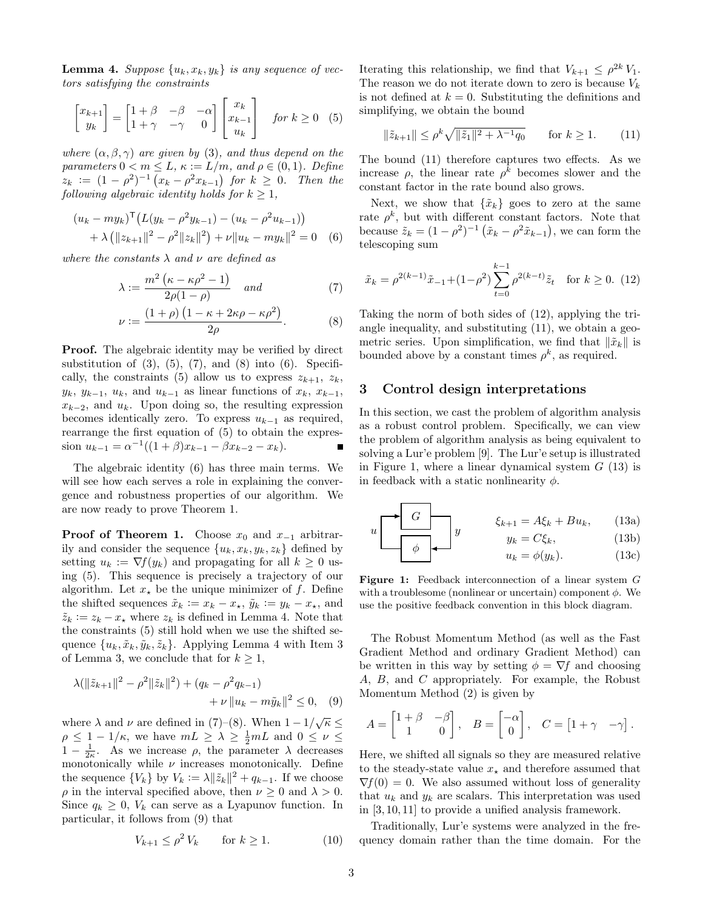**Lemma 4.** *Suppose $\{u_k, x_k, y_k\}$ is any sequence of vectors satisfying the constraints*

$$\begin{bmatrix} x_{k+1} \\ y_k \end{bmatrix} = \begin{bmatrix} 1+\beta & -\beta & -\alpha \\ 1+\gamma & -\gamma & 0 \end{bmatrix} \begin{bmatrix} x_k \\ x_{k-1} \\ u_k \end{bmatrix} \quad \text{for } k \geq 0 \quad (5)$$

*where $(\alpha, \beta, \gamma)$ are given by (3), and thus depend on the parameters $0 < m \leq L$, $\kappa := L/m$, and $\rho \in (0,1)$. Define $z_k := (1-\rho^2)^{-1}\left(x_k - \rho^2 x_{k-1}\right)$ for $k \geq 0$. Then the following algebraic identity holds for $k \geq 1$,*

$$(u_k - m y_k)^\mathsf{T}\big(L(y_k - \rho^2 y_{k-1}) - (u_k - \rho^2 u_{k-1})\big) + \lambda\left(\|z_{k+1}\|^2 - \rho^2\|z_k\|^2\right) + \nu\|u_k - m y_k\|^2 = 0 \quad (6)$$

*where the constants $\lambda$ and $\nu$ are defined as*

$$\lambda := \frac{m^2\left(\kappa - \kappa\rho^2 - 1\right)}{2\rho(1-\rho)} \quad \text{and} \quad (7)$$

$$\nu := \frac{(1+\rho)\left(1 - \kappa + 2\kappa\rho - \kappa\rho^2\right)}{2\rho}. \quad (8)$$

**Proof.** The algebraic identity may be verified by direct substitution of (3), (5), (7), and (8) into (6). Specifically, the constraints (5) allow us to express $z_{k+1}$, $z_k$, $y_k$, $y_{k-1}$, $u_k$, and $u_{k-1}$ as linear functions of $x_k$, $x_{k-1}$, $x_{k-2}$, and $u_k$. Upon doing so, the resulting expression becomes identically zero. To express $u_{k-1}$ as required, rearrange the first equation of (5) to obtain the expression $u_{k-1} = \alpha^{-1}((1+\beta)x_{k-1} - \beta x_{k-2} - x_k)$. ∎

The algebraic identity (6) has three main terms. We will see how each serves a role in explaining the convergence and robustness properties of our algorithm. We are now ready to prove Theorem 1.

**Proof of Theorem 1.** Choose $x_0$ and $x_{-1}$ arbitrarily and consider the sequence $\{u_k, x_k, y_k, z_k\}$ defined by setting $u_k := \nabla f(y_k)$ and propagating for all $k \geq 0$ using (5). This sequence is precisely a trajectory of our algorithm. Let $x_\star$ be the unique minimizer of $f$. Define the shifted sequences $\tilde{x}_k := x_k - x_\star$, $\tilde{y}_k := y_k - x_\star$, and $\tilde{z}_k := z_k - x_\star$ where $z_k$ is defined in Lemma 4. Note that the constraints (5) still hold when we use the shifted sequence $\{u_k, \tilde{x}_k, \tilde{y}_k, \tilde{z}_k\}$. Applying Lemma 4 with Item 3 of Lemma 3, we conclude that for $k \geq 1$,

$$\lambda(\|\tilde{z}_{k+1}\|^2 - \rho^2\|\tilde{z}_k\|^2) + (q_k - \rho^2 q_{k-1}) + \nu\,\|u_k - m\tilde{y}_k\|^2 \leq 0, \quad (9)$$

where $\lambda$ and $\nu$ are defined in (7)–(8). When $1 - 1/\sqrt{\kappa} \leq \rho \leq 1 - 1/\kappa$, we have $mL \geq \lambda \geq \frac{1}{2}mL$ and $0 \leq \nu \leq 1 - \frac{1}{2\kappa}$. As we increase $\rho$, the parameter $\lambda$ decreases monotonically while $\nu$ increases monotonically. Define the sequence $\{V_k\}$ by $V_k := \lambda\|\tilde{z}_k\|^2 + q_{k-1}$. If we choose $\rho$ in the interval specified above, then $\nu \geq 0$ and $\lambda > 0$. Since $q_k \geq 0$, $V_k$ can serve as a Lyapunov function. In particular, it follows from (9) that

$$V_{k+1} \leq \rho^2\, V_k \qquad \text{for } k \geq 1. \quad (10)$$

Iterating this relationship, we find that $V_{k+1} \leq \rho^{2k}\, V_1$. The reason we do not iterate down to zero is because $V_k$ is not defined at $k = 0$. Substituting the definitions and simplifying, we obtain the bound

$$\|\tilde{z}_{k+1}\| \leq \rho^k\sqrt{\|\tilde{z}_1\|^2 + \lambda^{-1}q_0} \qquad \text{for } k \geq 1. \quad (11)$$

The bound (11) therefore captures two effects. As we increase $\rho$, the linear rate $\rho^k$ becomes slower and the constant factor in the rate bound also grows.

Next, we show that $\{\tilde{x}_k\}$ goes to zero at the same rate $\rho^k$, but with different constant factors. Note that because $\tilde{z}_k = (1-\rho^2)^{-1}\left(\tilde{x}_k - \rho^2\tilde{x}_{k-1}\right)$, we can form the telescoping sum

$$\tilde{x}_k = \rho^{2(k-1)}\tilde{x}_{-1} + (1-\rho^2)\sum_{t=0}^{k-1}\rho^{2(k-t)}\tilde{z}_t \quad \text{for } k \geq 0. \quad (12)$$

Taking the norm of both sides of (12), applying the triangle inequality, and substituting (11), we obtain a geometric series. Upon simplification, we find that $\|\tilde{x}_k\|$ is bounded above by a constant times $\rho^k$, as required.

## 3 Control design interpretations

In this section, we cast the problem of algorithm analysis as a robust control problem. Specifically, we can view the problem of algorithm analysis as being equivalent to solving a Lur'e problem [9]. The Lur'e setup is illustrated in Figure 1, where a linear dynamical system $G$ (13) is in feedback with a static nonlinearity $\phi$.

$$\xi_{k+1} = A\xi_k + Bu_k, \quad (13a)$$

$$y_k = C\xi_k, \quad (13b)$$

$$u_k = \phi(y_k). \quad (13c)$$

**Figure 1:** Feedback interconnection of a linear system $G$ with a troublesome (nonlinear or uncertain) component $\phi$. We use the positive feedback convention in this block diagram.

The Robust Momentum Method (as well as the Fast Gradient Method and ordinary Gradient Method) can be written in this way by setting $\phi = \nabla f$ and choosing $A$, $B$, and $C$ appropriately. For example, the Robust Momentum Method (2) is given by

$$A = \begin{bmatrix} 1+\beta & -\beta \\ 1 & 0 \end{bmatrix}, \quad B = \begin{bmatrix} -\alpha \\ 0 \end{bmatrix}, \quad C = \begin{bmatrix} 1+\gamma & -\gamma \end{bmatrix}.$$

Here, we shifted all signals so they are measured relative to the steady-state value $x_\star$ and therefore assumed that $\nabla f(0) = 0$. We also assumed without loss of generality that $u_k$ and $y_k$ are scalars. This interpretation was used in [3, 10, 11] to provide a unified analysis framework.

Traditionally, Lur'e systems were analyzed in the frequency domain rather than the time domain. For the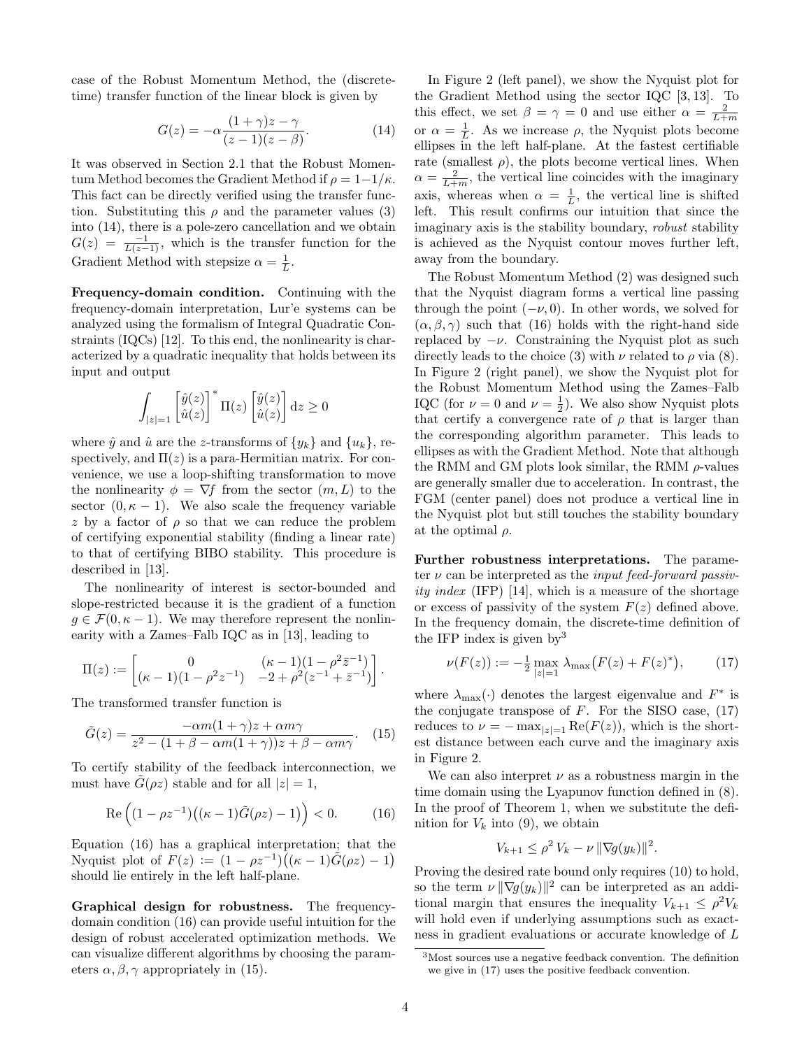case of the Robust Momentum Method, the (discrete-time) transfer function of the linear block is given by

$$G(z) = -\alpha \frac{(1+\gamma)z - \gamma}{(z-1)(z-\beta)}. \tag{14}$$

It was observed in Section 2.1 that the Robust Momentum Method becomes the Gradient Method if $\rho = 1 - 1/\kappa$. This fact can be directly verified using the transfer function. Substituting this $\rho$ and the parameter values (3) into (14), there is a pole-zero cancellation and we obtain $G(z) = \frac{-1}{L(z-1)}$, which is the transfer function for the Gradient Method with stepsize $\alpha = \frac{1}{L}$.

**Frequency-domain condition.** Continuing with the frequency-domain interpretation, Lur'e systems can be analyzed using the formalism of Integral Quadratic Constraints (IQCs) [12]. To this end, the nonlinearity is characterized by a quadratic inequality that holds between its input and output

$$\int_{|z|=1} \begin{bmatrix} \hat{y}(z) \\ \hat{u}(z) \end{bmatrix}^* \Pi(z) \begin{bmatrix} \hat{y}(z) \\ \hat{u}(z) \end{bmatrix} \mathrm{d}z \geq 0$$

where $\hat{y}$ and $\hat{u}$ are the $z$-transforms of $\{y_k\}$ and $\{u_k\}$, respectively, and $\Pi(z)$ is a para-Hermitian matrix. For convenience, we use a loop-shifting transformation to move the nonlinearity $\phi = \nabla f$ from the sector $(m, L)$ to the sector $(0, \kappa - 1)$. We also scale the frequency variable $z$ by a factor of $\rho$ so that we can reduce the problem of certifying exponential stability (finding a linear rate) to that of certifying BIBO stability. This procedure is described in [13].

The nonlinearity of interest is sector-bounded and slope-restricted because it is the gradient of a function $g \in \mathcal{F}(0, \kappa - 1)$. We may therefore represent the nonlinearity with a Zames–Falb IQC as in [13], leading to

$$\Pi(z) := \begin{bmatrix} 0 & (\kappa-1)(1-\rho^2\bar{z}^{-1}) \\ (\kappa-1)(1-\rho^2 z^{-1}) & -2+\rho^2(z^{-1}+\bar{z}^{-1}) \end{bmatrix}.$$

The transformed transfer function is

$$\tilde{G}(z) = \frac{-\alpha m(1+\gamma)z + \alpha m \gamma}{z^2 - (1+\beta-\alpha m(1+\gamma))z + \beta - \alpha m \gamma}. \tag{15}$$

To certify stability of the feedback interconnection, we must have $\tilde{G}(\rho z)$ stable and for all $|z| = 1$,

$$\mathrm{Re}\left( (1-\rho z^{-1})\big((\kappa-1)\tilde{G}(\rho z) - 1\big) \right) < 0. \tag{16}$$

Equation (16) has a graphical interpretation; that the Nyquist plot of $F(z) := (1-\rho z^{-1})\big((\kappa-1)\tilde{G}(\rho z) - 1\big)$ should lie entirely in the left half-plane.

**Graphical design for robustness.** The frequency-domain condition (16) can provide useful intuition for the design of robust accelerated optimization methods. We can visualize different algorithms by choosing the parameters $\alpha, \beta, \gamma$ appropriately in (15).

In Figure 2 (left panel), we show the Nyquist plot for the Gradient Method using the sector IQC [3, 13]. To this effect, we set $\beta = \gamma = 0$ and use either $\alpha = \frac{2}{L+m}$ or $\alpha = \frac{1}{L}$. As we increase $\rho$, the Nyquist plots become ellipses in the left half-plane. At the fastest certifiable rate (smallest $\rho$), the plots become vertical lines. When $\alpha = \frac{2}{L+m}$, the vertical line coincides with the imaginary axis, whereas when $\alpha = \frac{1}{L}$, the vertical line is shifted left. This result confirms our intuition that since the imaginary axis is the stability boundary, *robust* stability is achieved as the Nyquist contour moves further left, away from the boundary.

The Robust Momentum Method (2) was designed such that the Nyquist diagram forms a vertical line passing through the point $(-\nu, 0)$. In other words, we solved for $(\alpha, \beta, \gamma)$ such that (16) holds with the right-hand side replaced by $-\nu$. Constraining the Nyquist plot as such directly leads to the choice (3) with $\nu$ related to $\rho$ via (8). In Figure 2 (right panel), we show the Nyquist plot for the Robust Momentum Method using the Zames–Falb IQC (for $\nu = 0$ and $\nu = \frac{1}{2}$). We also show Nyquist plots that certify a convergence rate of $\rho$ that is larger than the corresponding algorithm parameter. This leads to ellipses as with the Gradient Method. Note that although the RMM and GM plots look similar, the RMM $\rho$-values are generally smaller due to acceleration. In contrast, the FGM (center panel) does not produce a vertical line in the Nyquist plot but still touches the stability boundary at the optimal $\rho$.

**Further robustness interpretations.** The parameter $\nu$ can be interpreted as the *input feed-forward passivity index* (IFP) [14], which is a measure of the shortage or excess of passivity of the system $F(z)$ defined above. In the frequency domain, the discrete-time definition of the IFP index is given by[3]

$$\nu(F(z)) := -\tfrac{1}{2} \max_{|z|=1} \lambda_{\max}\big(F(z) + F(z)^*\big), \tag{17}$$

where $\lambda_{\max}(\cdot)$ denotes the largest eigenvalue and $F^*$ is the conjugate transpose of $F$. For the SISO case, (17) reduces to $\nu = -\max_{|z|=1} \mathrm{Re}(F(z))$, which is the shortest distance between each curve and the imaginary axis in Figure 2.

We can also interpret $\nu$ as a robustness margin in the time domain using the Lyapunov function defined in (8). In the proof of Theorem 1, when we substitute the definition for $V_k$ into (9), we obtain

$$V_{k+1} \leq \rho^2 V_k - \nu \|\nabla g(y_k)\|^2.$$

Proving the desired rate bound only requires (10) to hold, so the term $\nu \|\nabla g(y_k)\|^2$ can be interpreted as an additional margin that ensures the inequality $V_{k+1} \leq \rho^2 V_k$ will hold even if underlying assumptions such as exactness in gradient evaluations or accurate knowledge of $L$

[3] Most sources use a negative feedback convention. The definition we give in (17) uses the positive feedback convention.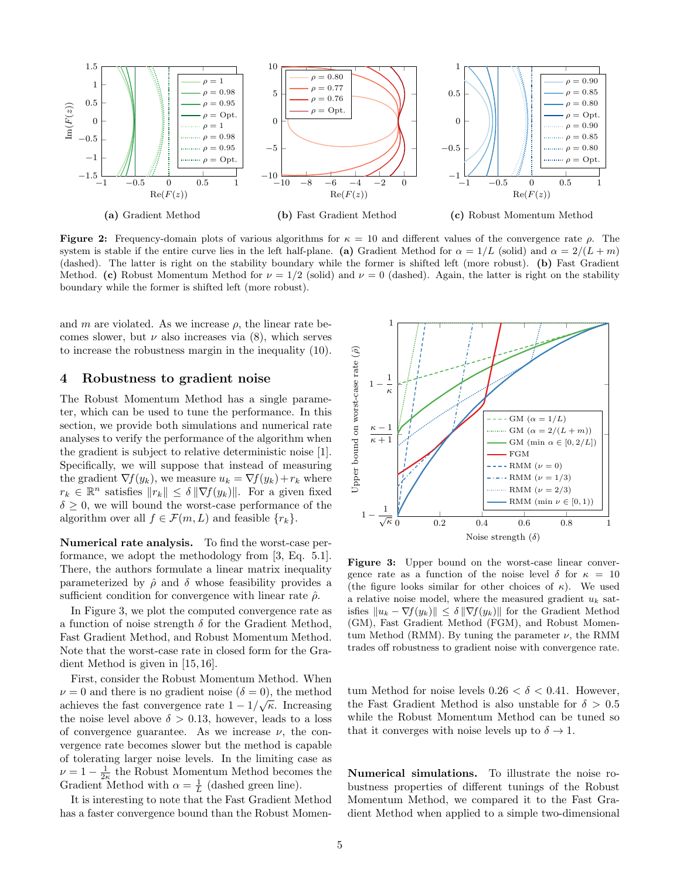**(a)** Gradient Method **(b)** Fast Gradient Method **(c)** Robust Momentum Method

**Figure 2:** Frequency-domain plots of various algorithms for $\kappa = 10$ and different values of the convergence rate $\rho$. The system is stable if the entire curve lies in the left half-plane. **(a)** Gradient Method for $\alpha = 1/L$ (solid) and $\alpha = 2/(L+m)$ (dashed). The latter is right on the stability boundary while the former is shifted left (more robust). **(b)** Fast Gradient Method. **(c)** Robust Momentum Method for $\nu = 1/2$ (solid) and $\nu = 0$ (dashed). Again, the latter is right on the stability boundary while the former is shifted left (more robust).

and $m$ are violated. As we increase $\rho$, the linear rate becomes slower, but $\nu$ also increases via (8), which serves to increase the robustness margin in the inequality (10).

## 4 Robustness to gradient noise

The Robust Momentum Method has a single parameter, which can be used to tune the performance. In this section, we provide both simulations and numerical rate analyses to verify the performance of the algorithm when the gradient is subject to relative deterministic noise [1]. Specifically, we will suppose that instead of measuring the gradient $\nabla f(y_k)$, we measure $u_k = \nabla f(y_k) + r_k$ where $r_k \in \mathbb{R}^n$ satisfies $\|r_k\| \le \delta \|\nabla f(y_k)\|$. For a given fixed $\delta \ge 0$, we will bound the worst-case performance of the algorithm over all $f \in \mathcal{F}(m, L)$ and feasible $\{r_k\}$.

**Numerical rate analysis.** To find the worst-case performance, we adopt the methodology from [3, Eq. 5.1]. There, the authors formulate a linear matrix inequality parameterized by $\hat{\rho}$ and $\delta$ whose feasibility provides a sufficient condition for convergence with linear rate $\hat{\rho}$.

In Figure 3, we plot the computed convergence rate as a function of noise strength $\delta$ for the Gradient Method, Fast Gradient Method, and Robust Momentum Method. Note that the worst-case rate in closed form for the Gradient Method is given in [15,16].

First, consider the Robust Momentum Method. When $\nu = 0$ and there is no gradient noise ($\delta = 0$), the method achieves the fast convergence rate $1 - 1/\sqrt{\kappa}$. Increasing the noise level above $\delta > 0.13$, however, leads to a loss of convergence guarantee. As we increase $\nu$, the convergence rate becomes slower but the method is capable of tolerating larger noise levels. In the limiting case as $\nu = 1 - \frac{1}{2\kappa}$ the Robust Momentum Method becomes the Gradient Method with $\alpha = \frac{1}{L}$ (dashed green line).

It is interesting to note that the Fast Gradient Method has a faster convergence bound than the Robust Momentum Method for noise levels $0.26 < \delta < 0.41$. However, the Fast Gradient Method is also unstable for $\delta > 0.5$ while the Robust Momentum Method can be tuned so that it converges with noise levels up to $\delta \to 1$.

**Figure 3:** Upper bound on the worst-case linear convergence rate as a function of the noise level $\delta$ for $\kappa = 10$ (the figure looks similar for other choices of $\kappa$). We used a relative noise model, where the measured gradient $u_k$ satisfies $\|u_k - \nabla f(y_k)\| \le \delta \|\nabla f(y_k)\|$ for the Gradient Method (GM), Fast Gradient Method (FGM), and Robust Momentum Method (RMM). By tuning the parameter $\nu$, the RMM trades off robustness to gradient noise with convergence rate.

**Numerical simulations.** To illustrate the noise robustness properties of different tunings of the Robust Momentum Method, we compared it to the Fast Gradient Method when applied to a simple two-dimensional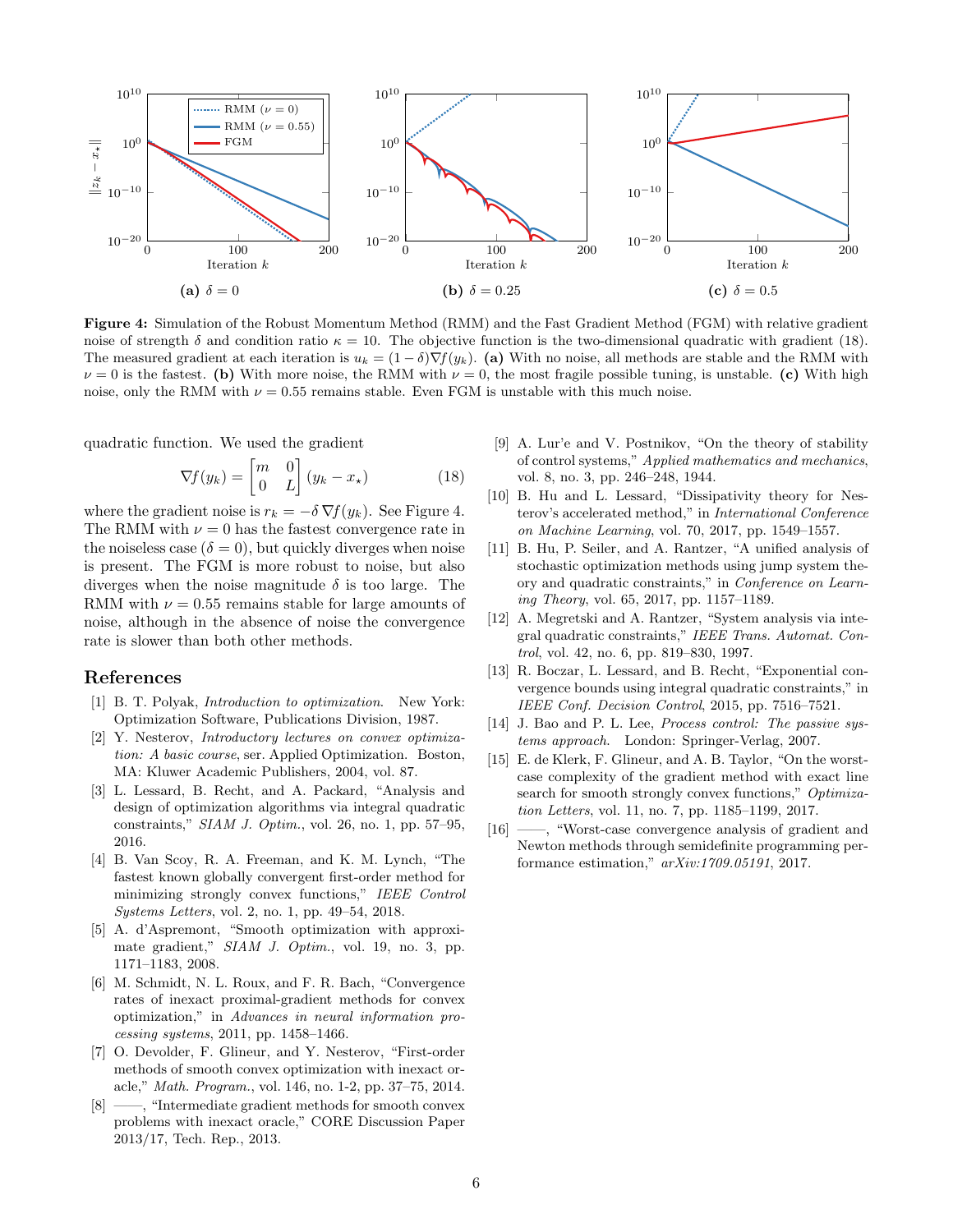$10^{10}$
$10^{0}$
$10^{-10}$
$10^{-20}$
$\|z_k - x_\star\|$
0 100 200
Iteration $k$
RMM ($\nu = 0$)
RMM ($\nu = 0.55$)
FGM

**(a)** $\delta = 0$

$10^{10}$
$10^{0}$
$10^{-10}$
$10^{-20}$
0 100 200
Iteration $k$

**(b)** $\delta = 0.25$

$10^{10}$
$10^{0}$
$10^{-10}$
$10^{-20}$
0 100 200
Iteration $k$

**(c)** $\delta = 0.5$

**Figure 4:** Simulation of the Robust Momentum Method (RMM) and the Fast Gradient Method (FGM) with relative gradient noise of strength $\delta$ and condition ratio $\kappa = 10$. The objective function is the two-dimensional quadratic with gradient (18). The measured gradient at each iteration is $u_k = (1 - \delta)\nabla f(y_k)$. **(a)** With no noise, all methods are stable and the RMM with $\nu = 0$ is the fastest. **(b)** With more noise, the RMM with $\nu = 0$, the most fragile possible tuning, is unstable. **(c)** With high noise, only the RMM with $\nu = 0.55$ remains stable. Even FGM is unstable with this much noise.

quadratic function. We used the gradient

$$\nabla f(y_k) = \begin{bmatrix} m & 0 \\ 0 & L \end{bmatrix} (y_k - x_\star) \tag{18}$$

where the gradient noise is $r_k = -\delta\,\nabla f(y_k)$. See Figure 4. The RMM with $\nu = 0$ has the fastest convergence rate in the noiseless case ($\delta = 0$), but quickly diverges when noise is present. The FGM is more robust to noise, but also diverges when the noise magnitude $\delta$ is too large. The RMM with $\nu = 0.55$ remains stable for large amounts of noise, although in the absence of noise the convergence rate is slower than both other methods.

## References

[1] B. T. Polyak, *Introduction to optimization*. New York: Optimization Software, Publications Division, 1987.

[2] Y. Nesterov, *Introductory lectures on convex optimization: A basic course*, ser. Applied Optimization. Boston, MA: Kluwer Academic Publishers, 2004, vol. 87.

[3] L. Lessard, B. Recht, and A. Packard, "Analysis and design of optimization algorithms via integral quadratic constraints," *SIAM J. Optim.*, vol. 26, no. 1, pp. 57–95, 2016.

[4] B. Van Scoy, R. A. Freeman, and K. M. Lynch, "The fastest known globally convergent first-order method for minimizing strongly convex functions," *IEEE Control Systems Letters*, vol. 2, no. 1, pp. 49–54, 2018.

[5] A. d'Aspremont, "Smooth optimization with approximate gradient," *SIAM J. Optim.*, vol. 19, no. 3, pp. 1171–1183, 2008.

[6] M. Schmidt, N. L. Roux, and F. R. Bach, "Convergence rates of inexact proximal-gradient methods for convex optimization," in *Advances in neural information processing systems*, 2011, pp. 1458–1466.

[7] O. Devolder, F. Glineur, and Y. Nesterov, "First-order methods of smooth convex optimization with inexact oracle," *Math. Program.*, vol. 146, no. 1-2, pp. 37–75, 2014.

[8] ——, "Intermediate gradient methods for smooth convex problems with inexact oracle," CORE Discussion Paper 2013/17, Tech. Rep., 2013.

[9] A. Lur'e and V. Postnikov, "On the theory of stability of control systems," *Applied mathematics and mechanics*, vol. 8, no. 3, pp. 246–248, 1944.

[10] B. Hu and L. Lessard, "Dissipativity theory for Nesterov's accelerated method," in *International Conference on Machine Learning*, vol. 70, 2017, pp. 1549–1557.

[11] B. Hu, P. Seiler, and A. Rantzer, "A unified analysis of stochastic optimization methods using jump system theory and quadratic constraints," in *Conference on Learning Theory*, vol. 65, 2017, pp. 1157–1189.

[12] A. Megretski and A. Rantzer, "System analysis via integral quadratic constraints," *IEEE Trans. Automat. Control*, vol. 42, no. 6, pp. 819–830, 1997.

[13] R. Boczar, L. Lessard, and B. Recht, "Exponential convergence bounds using integral quadratic constraints," in *IEEE Conf. Decision Control*, 2015, pp. 7516–7521.

[14] J. Bao and P. L. Lee, *Process control: The passive systems approach*. London: Springer-Verlag, 2007.

[15] E. de Klerk, F. Glineur, and A. B. Taylor, "On the worst-case complexity of the gradient method with exact line search for smooth strongly convex functions," *Optimization Letters*, vol. 11, no. 7, pp. 1185–1199, 2017.

[16] ——, "Worst-case convergence analysis of gradient and Newton methods through semidefinite programming performance estimation," *arXiv:1709.05191*, 2017.